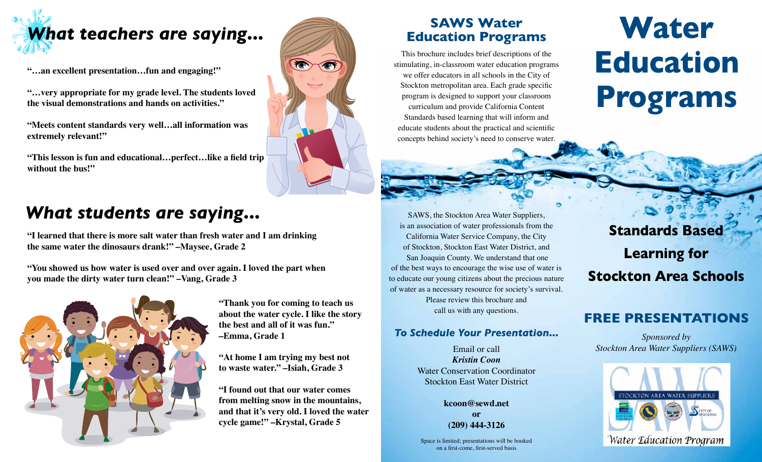# What teachers are saying...

**"…an excellent presentation…fun and engaging!"**

**"…very appropriate for my grade level. The students loved the visual demonstrations and hands on activities."**

**"Meets content standards very well…all information was extremely relevant!"**

**"This lesson is fun and educational…perfect…like a field trip without the bus!"**

# What students are saying...

**"I learned that there is more salt water than fresh water and I am drinking the same water the dinosaurs drank!" –Maysee, Grade 2**

**"You showed us how water is used over and over again. I loved the part when you made the dirty water turn clean!" –Vang, Grade 3**

**"Thank you for coming to teach us about the water cycle. I like the story the best and all of it was fun." –Emma, Grade 1**

**"At home I am trying my best not to waste water." –Isiah, Grade 3**

**"I found out that our water comes from melting snow in the mountains, and that it's very old. I loved the water cycle game!" –Krystal, Grade 5**

## SAWS Water Education Programs

This brochure includes brief descriptions of the stimulating, in-classroom water education programs we offer educators in all schools in the City of Stockton metropolitan area. Each grade specific program is designed to support your classroom curriculum and provide California Content Standards based learning that will inform and educate students about the practical and scientific concepts behind society's need to conserve water.

SAWS, the Stockton Area Water Suppliers, is an association of water professionals from the California Water Service Company, the City of Stockton, Stockton East Water District, and San Joaquin County. We understand that one of the best ways to encourage the wise use of water is to educate our young citizens about the precious nature of water as a necessary resource for society's survival. Please review this brochure and call us with any questions.

### *To Schedule Your Presentation...*

Email or call
***Kristin Coon***
Water Conservation Coordinator
Stockton East Water District

**kcoon@sewd.net**
**or**
**(209) 444-3126**

Space is limited; presentations will be booked on a first-come, first-served basis

# Water Education Programs

## Standards Based Learning for Stockton Area Schools

## FREE PRESENTATIONS

*Sponsored by*
*Stockton Area Water Suppliers (SAWS)*

SAWS
STOCKTON AREA WATER SUPPLIERS
Water Education Program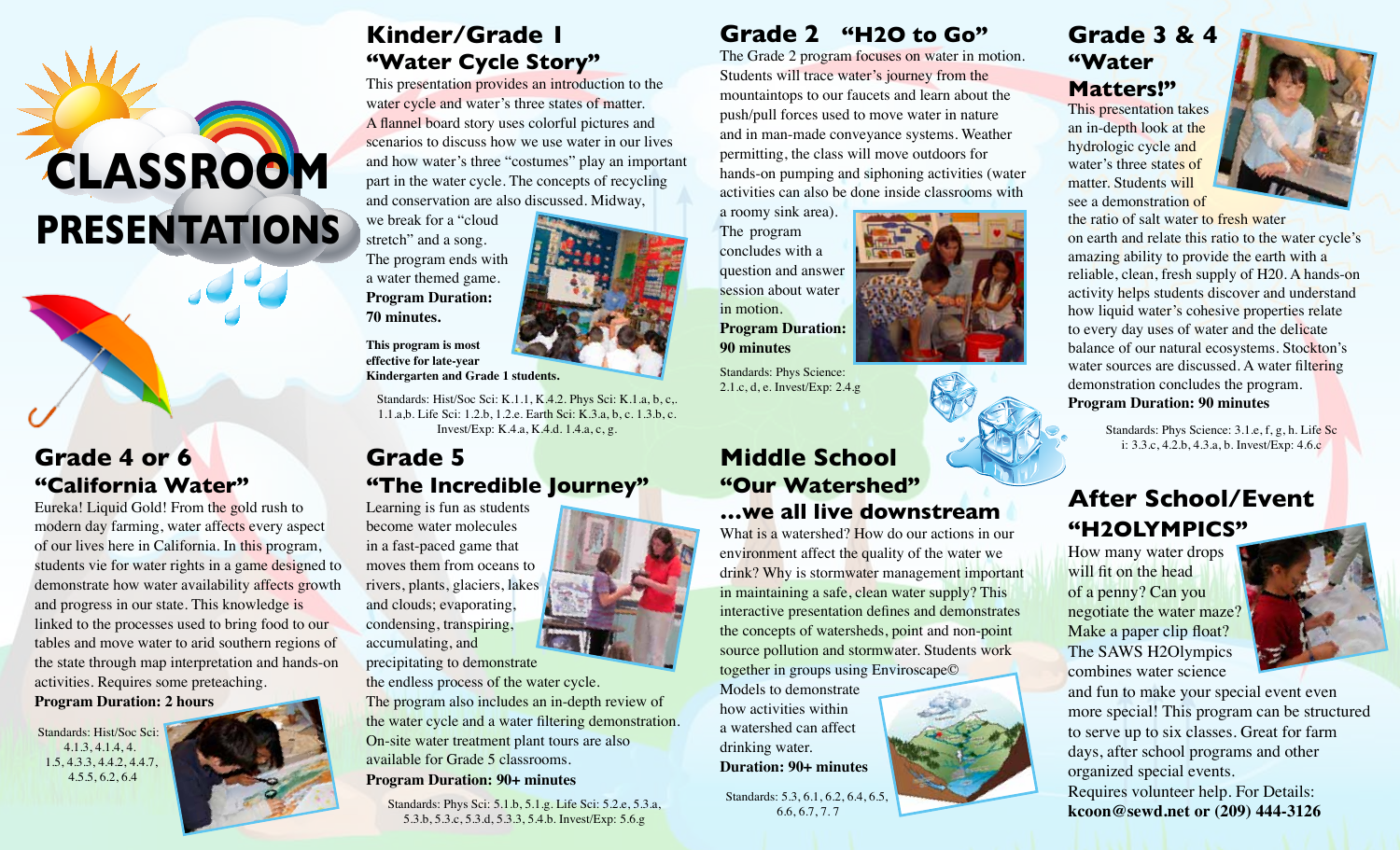# CLASSROOM PRESENTATIONS

## Kinder/Grade 1 "Water Cycle Story"

This presentation provides an introduction to the water cycle and water's three states of matter. A flannel board story uses colorful pictures and scenarios to discuss how we use water in our lives and how water's three "costumes" play an important part in the water cycle. The concepts of recycling and conservation are also discussed. Midway, we break for a "cloud stretch" and a song. The program ends with a water themed game.

**Program Duration: 70 minutes.**

**This program is most effective for late-year Kindergarten and Grade 1 students.**

Standards: Hist/Soc Sci: K.1.1, K.4.2. Phys Sci: K.1.a, b, c,. 1.1.a,b. Life Sci: 1.2.b, 1.2.e. Earth Sci: K.3.a, b, c. 1.3.b, c. Invest/Exp: K.4.a, K.4.d. 1.4.a, c, g.

## Grade 2 "H2O to Go"

The Grade 2 program focuses on water in motion. Students will trace water's journey from the mountaintops to our faucets and learn about the push/pull forces used to move water in nature and in man-made conveyance systems. Weather permitting, the class will move outdoors for hands-on pumping and siphoning activities (water activities can also be done inside classrooms with a roomy sink area). The program concludes with a question and answer session about water in motion.

**Program Duration: 90 minutes**

Standards: Phys Science: 2.1.c, d, e. Invest/Exp: 2.4.g

## Grade 3 & 4 "Water Matters!"

This presentation takes an in-depth look at the hydrologic cycle and water's three states of matter. Students will see a demonstration of the ratio of salt water to fresh water on earth and relate this ratio to the water cycle's amazing ability to provide the earth with a reliable, clean, fresh supply of H20. A hands-on activity helps students discover and understand how liquid water's cohesive properties relate to every day uses of water and the delicate balance of our natural ecosystems. Stockton's water sources are discussed. A water filtering demonstration concludes the program.

**Program Duration: 90 minutes**

Standards: Phys Science: 3.1.e, f, g, h. Life Sc i: 3.3.c, 4.2.b, 4.3.a, b. Invest/Exp: 4.6.c

## Grade 4 or 6 "California Water"

Eureka! Liquid Gold! From the gold rush to modern day farming, water affects every aspect of our lives here in California. In this program, students vie for water rights in a game designed to demonstrate how water availability affects growth and progress in our state. This knowledge is linked to the processes used to bring food to our tables and move water to arid southern regions of the state through map interpretation and hands-on activities. Requires some preteaching.

**Program Duration: 2 hours**

Standards: Hist/Soc Sci: 4.1.3, 4.1.4, 4. 1.5, 4.3.3, 4.4.2, 4.4.7, 4.5.5, 6.2, 6.4

## Grade 5 "The Incredible Journey"

Learning is fun as students become water molecules in a fast-paced game that moves them from oceans to rivers, plants, glaciers, lakes and clouds; evaporating, condensing, transpiring, accumulating, and precipitating to demonstrate the endless process of the water cycle. The program also includes an in-depth review of the water cycle and a water filtering demonstration. On-site water treatment plant tours are also available for Grade 5 classrooms.

**Program Duration: 90+ minutes**

Standards: Phys Sci: 5.1.b, 5.1.g. Life Sci: 5.2.e, 5.3.a, 5.3.b, 5.3.c, 5.3.d, 5.3.3, 5.4.b. Invest/Exp: 5.6.g

## Middle School "Our Watershed" ...we all live downstream

What is a watershed? How do our actions in our environment affect the quality of the water we drink? Why is stormwater management important in maintaining a safe, clean water supply? This interactive presentation defines and demonstrates the concepts of watersheds, point and non-point source pollution and stormwater. Students work together in groups using Enviroscape© Models to demonstrate how activities within a watershed can affect drinking water.

**Duration: 90+ minutes**

Standards: 5.3, 6.1, 6.2, 6.4, 6.5, 6.6, 6.7, 7. 7

## After School/Event "H2OLYMPICS"

How many water drops will fit on the head of a penny? Can you negotiate the water maze? Make a paper clip float? The SAWS H2Olympics combines water science and fun to make your special event even more special! This program can be structured to serve up to six classes. Great for farm days, after school programs and other organized special events.

Requires volunteer help. For Details: **kcoon@sewd.net or (209) 444-3126**